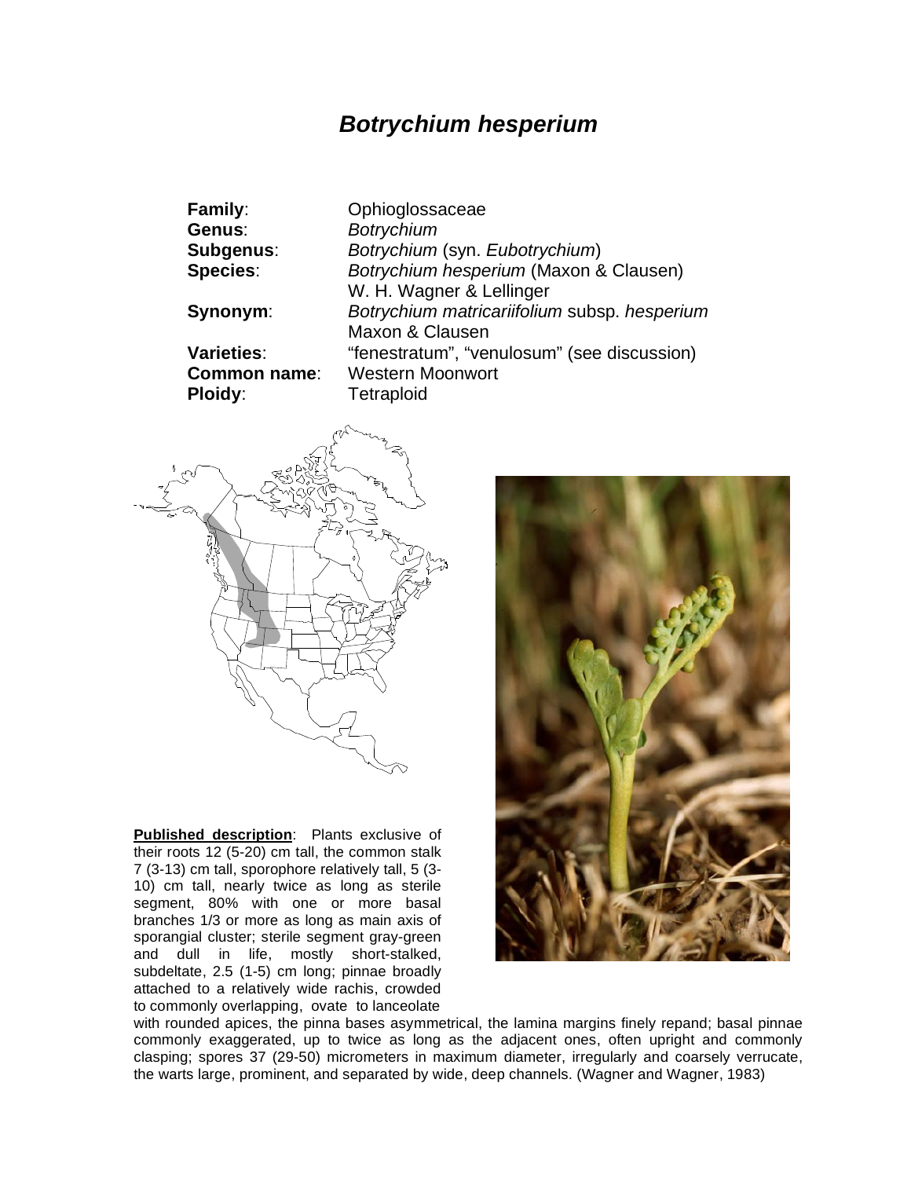# *Botrychium hesperium*

| | |
|---|---|
| **Family**: | Ophioglossaceae |
| **Genus**: | *Botrychium* |
| **Subgenus**: | *Botrychium* (syn. *Eubotrychium*) |
| **Species**: | *Botrychium hesperium* (Maxon & Clausen) W. H. Wagner & Lellinger |
| **Synonym**: | *Botrychium matricariifolium* subsp. *hesperium* Maxon & Clausen |
| **Varieties**: | "fenestratum", "venulosum" (see discussion) |
| **Common name**: | Western Moonwort |
| **Ploidy**: | Tetraploid |

**Published description**: Plants exclusive of their roots 12 (5-20) cm tall, the common stalk 7 (3-13) cm tall, sporophore relatively tall, 5 (3-10) cm tall, nearly twice as long as sterile segment, 80% with one or more basal branches 1/3 or more as long as main axis of sporangial cluster; sterile segment gray-green and dull in life, mostly short-stalked, subdeltate, 2.5 (1-5) cm long; pinnae broadly attached to a relatively wide rachis, crowded to commonly overlapping, ovate to lanceolate with rounded apices, the pinna bases asymmetrical, the lamina margins finely repand; basal pinnae commonly exaggerated, up to twice as long as the adjacent ones, often upright and commonly clasping; spores 37 (29-50) micrometers in maximum diameter, irregularly and coarsely verrucate, the warts large, prominent, and separated by wide, deep channels. (Wagner and Wagner, 1983)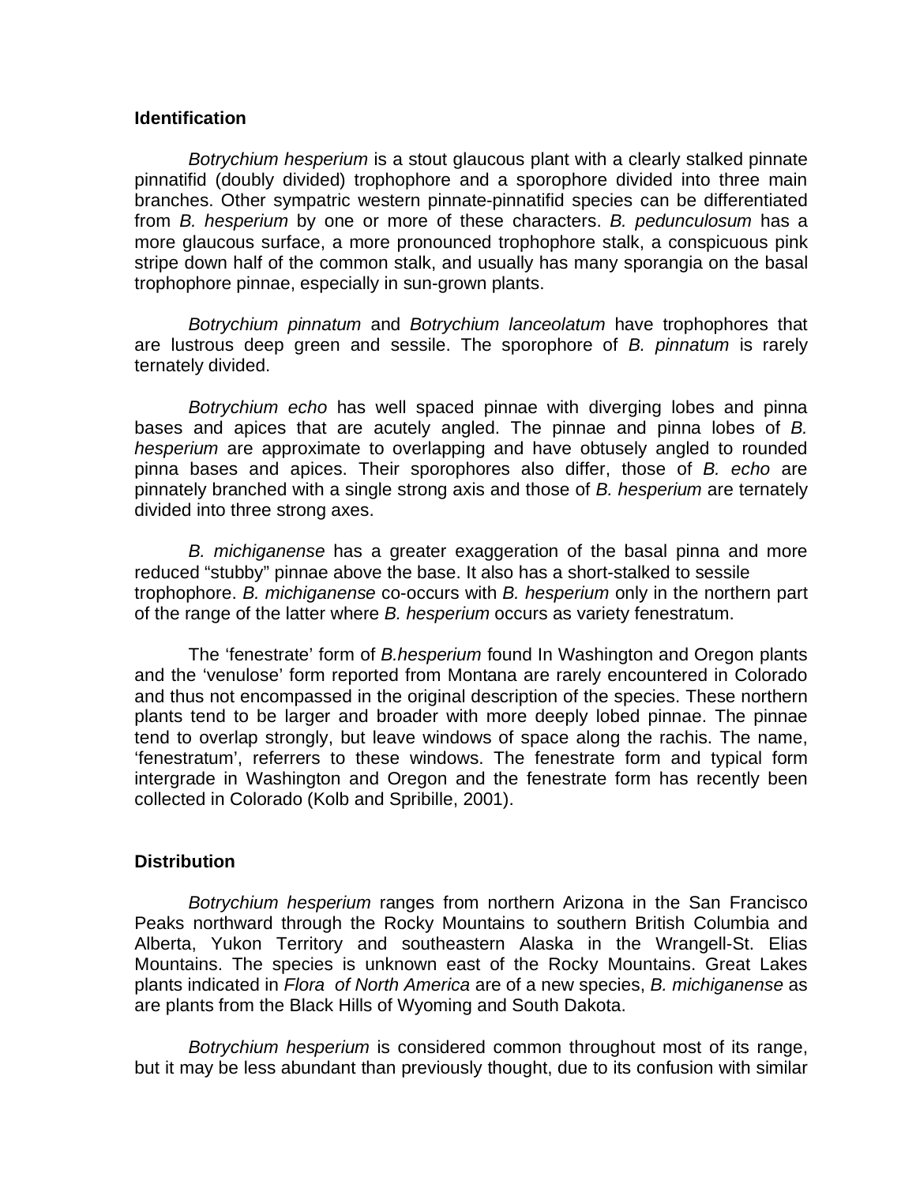## Identification

*Botrychium hesperium* is a stout glaucous plant with a clearly stalked pinnate pinnatifid (doubly divided) trophophore and a sporophore divided into three main branches. Other sympatric western pinnate-pinnatifid species can be differentiated from *B. hesperium* by one or more of these characters. *B. pedunculosum* has a more glaucous surface, a more pronounced trophophore stalk, a conspicuous pink stripe down half of the common stalk, and usually has many sporangia on the basal trophophore pinnae, especially in sun-grown plants.

*Botrychium pinnatum* and *Botrychium lanceolatum* have trophophores that are lustrous deep green and sessile. The sporophore of *B. pinnatum* is rarely ternately divided.

*Botrychium echo* has well spaced pinnae with diverging lobes and pinna bases and apices that are acutely angled. The pinnae and pinna lobes of *B. hesperium* are approximate to overlapping and have obtusely angled to rounded pinna bases and apices. Their sporophores also differ, those of *B. echo* are pinnately branched with a single strong axis and those of *B. hesperium* are ternately divided into three strong axes.

*B. michiganense* has a greater exaggeration of the basal pinna and more reduced "stubby" pinnae above the base. It also has a short-stalked to sessile trophophore. *B. michiganense* co-occurs with *B. hesperium* only in the northern part of the range of the latter where *B. hesperium* occurs as variety fenestratum.

The 'fenestrate' form of *B.hesperium* found In Washington and Oregon plants and the 'venulose' form reported from Montana are rarely encountered in Colorado and thus not encompassed in the original description of the species. These northern plants tend to be larger and broader with more deeply lobed pinnae. The pinnae tend to overlap strongly, but leave windows of space along the rachis. The name, 'fenestratum', referrers to these windows. The fenestrate form and typical form intergrade in Washington and Oregon and the fenestrate form has recently been collected in Colorado (Kolb and Spribille, 2001).

## Distribution

*Botrychium hesperium* ranges from northern Arizona in the San Francisco Peaks northward through the Rocky Mountains to southern British Columbia and Alberta, Yukon Territory and southeastern Alaska in the Wrangell-St. Elias Mountains. The species is unknown east of the Rocky Mountains. Great Lakes plants indicated in *Flora of North America* are of a new species, *B. michiganense* as are plants from the Black Hills of Wyoming and South Dakota.

*Botrychium hesperium* is considered common throughout most of its range, but it may be less abundant than previously thought, due to its confusion with similar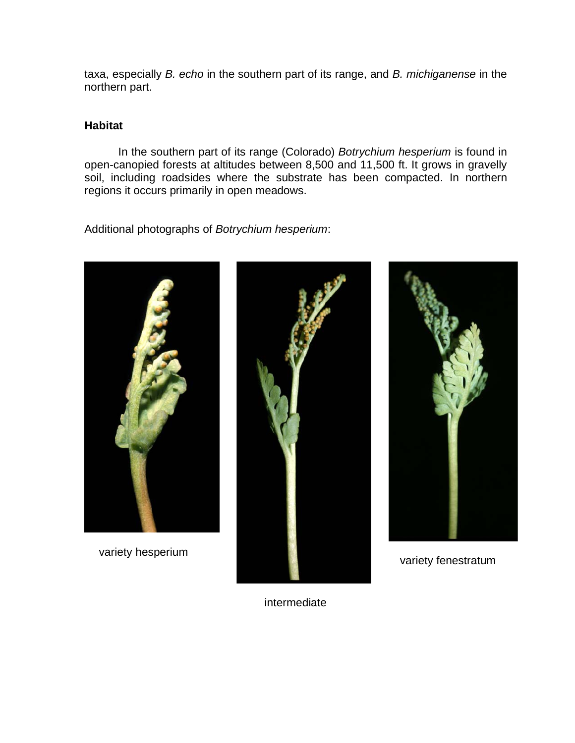taxa, especially *B. echo* in the southern part of its range, and *B. michiganense* in the northern part.

**Habitat**

In the southern part of its range (Colorado) *Botrychium hesperium* is found in open-canopied forests at altitudes between 8,500 and 11,500 ft. It grows in gravelly soil, including roadsides where the substrate has been compacted. In northern regions it occurs primarily in open meadows.

Additional photographs of *Botrychium hesperium*:

variety hesperium

intermediate

variety fenestratum